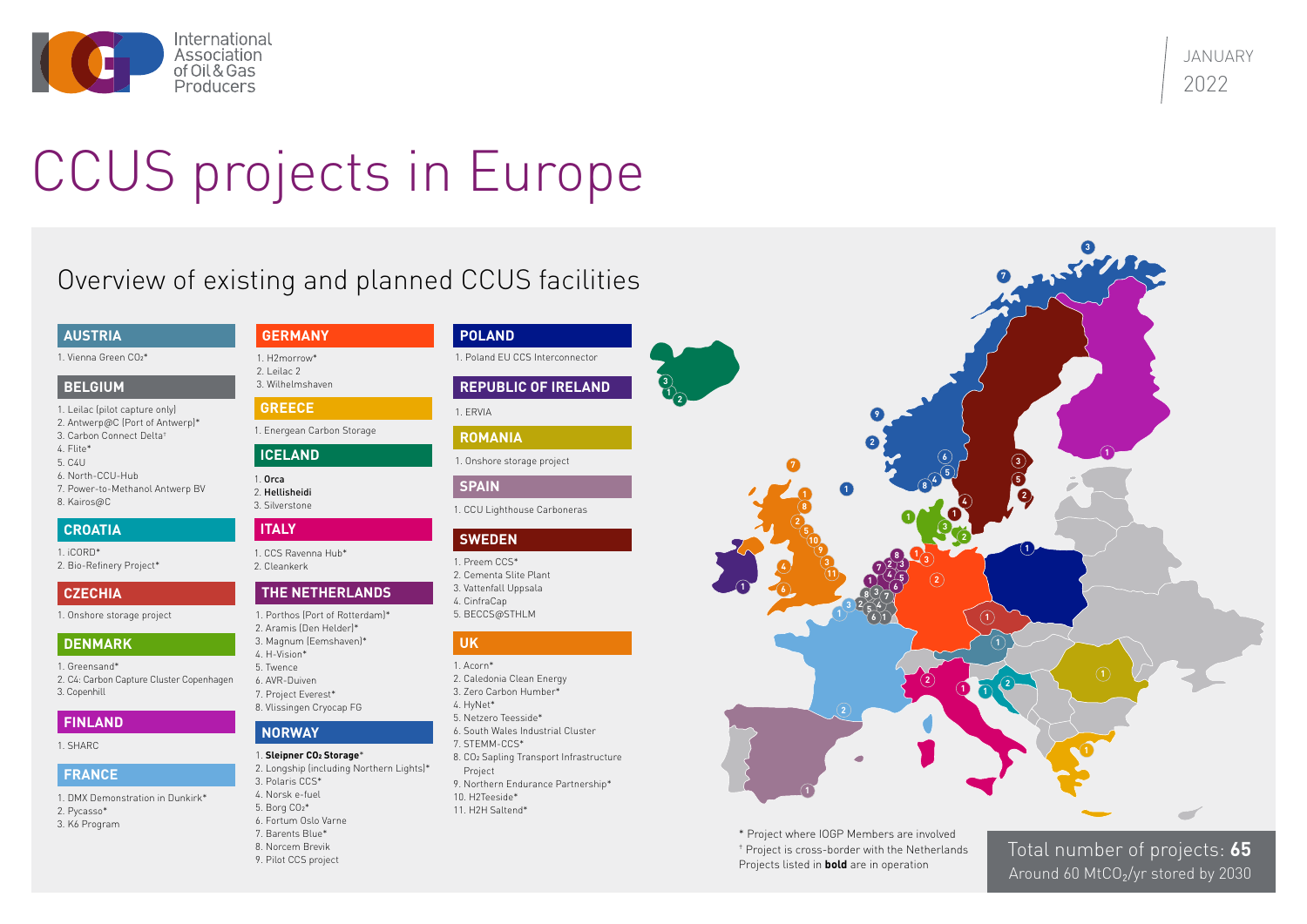International Association of Oil & Gas Producers

JANUARY 2022

# CCUS projects in Europe

## Overview of existing and planned CCUS facilities

### AUSTRIA
1. Vienna Green $CO_2$*

### BELGIUM
1. Leilac (pilot capture only)
2. Antwerp@C (Port of Antwerp)*
3. Carbon Connect Delta†
4. Flite*
5. C4U
6. North-CCU-Hub
7. Power-to-Methanol Antwerp BV
8. Kairos@C

### CROATIA
1. iCORD*
2. Bio-Refinery Project*

### CZECHIA
1. Onshore storage project

### DENMARK
1. Greensand*
2. C4: Carbon Capture Cluster Copenhagen
3. Copenhill

### FINLAND
1. SHARC

### FRANCE
1. DMX Demonstration in Dunkirk*
2. Pycasso*
3. K6 Program

### GERMANY
1. H2morrow*
2. Leilac 2
3. Wilhelmshaven

### GREECE
1. Energean Carbon Storage

### ICELAND
1. **Orca**
2. **Hellisheidi**
3. Silverstone

### ITALY
1. CCS Ravenna Hub*
2. Cleankerk

### THE NETHERLANDS
1. Porthos (Port of Rotterdam)*
2. Aramis (Den Helder)*
3. Magnum (Eemshaven)*
4. H-Vision*
5. Twence
6. AVR-Duiven
7. Project Everest*
8. Vlissingen Cryocap FG

### NORWAY
1. **Sleipner $CO_2$ Storage***
2. Longship (including Northern Lights)*
3. Polaris CCS*
4. Norsk e-fuel
5. Borg $CO_2$*
6. Fortum Oslo Varne
7. Barents Blue*
8. Norcem Brevik
9. Pilot CCS project

### POLAND
1. Poland EU CCS Interconnector

### REPUBLIC OF IRELAND
1. ERVIA

### ROMANIA
1. Onshore storage project

### SPAIN
1. CCU Lighthouse Carboneras

### SWEDEN
1. Preem CCS*
2. Cementa Slite Plant
3. Vattenfall Uppsala
4. CinfraCap
5. BECCS@STHLM

### UK
1. Acorn*
2. Caledonia Clean Energy
3. Zero Carbon Humber*
4. HyNet*
5. Netzero Teesside*
6. South Wales Industrial Cluster
7. STEMM-CCS*
8. $CO_2$ Sapling Transport Infrastructure Project
9. Northern Endurance Partnership*
10. H2Teesside*
11. H2H Saltend*

\* Project where IOGP Members are involved
† Project is cross-border with the Netherlands
Projects listed in **bold** are in operation

Total number of projects: **65**
Around 60 Mt$CO_2$/yr stored by 2030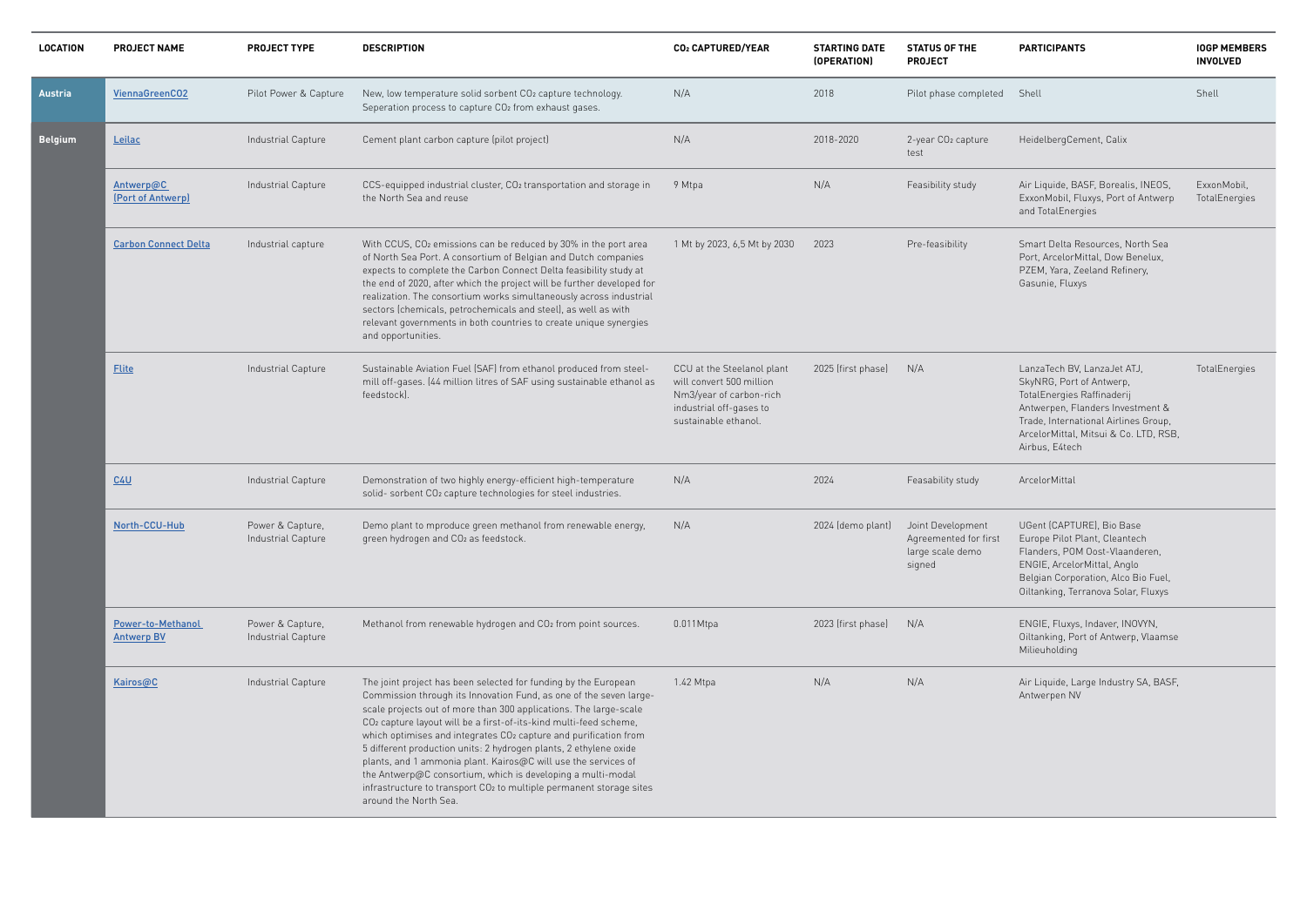| LOCATION | PROJECT NAME | PROJECT TYPE | DESCRIPTION | $CO_2$ CAPTURED/YEAR | STARTING DATE (OPERATION) | STATUS OF THE PROJECT | PARTICIPANTS | IOGP MEMBERS INVOLVED |
|---|---|---|---|---|---|---|---|---|
| **Austria** | ViennaGreenCO2 | Pilot Power & Capture | New, low temperature solid sorbent $CO_2$ capture technology. Seperation process to capture $CO_2$ from exhaust gases. | N/A | 2018 | Pilot phase completed | Shell | Shell |
| **Belgium** | Leilac | Industrial Capture | Cement plant carbon capture (pilot project) | N/A | 2018-2020 | 2-year $CO_2$ capture test | HeidelbergCement, Calix | |
| | Antwerp@C (Port of Antwerp) | Industrial Capture | CCS-equipped industrial cluster, $CO_2$ transportation and storage in the North Sea and reuse | 9 Mtpa | N/A | Feasibility study | Air Liquide, BASF, Borealis, INEOS, ExxonMobil, Fluxys, Port of Antwerp and TotalEnergies | ExxonMobil, TotalEnergies |
| | Carbon Connect Delta | Industrial capture | With CCUS, $CO_2$ emissions can be reduced by 30% in the port area of North Sea Port. A consortium of Belgian and Dutch companies expects to complete the Carbon Connect Delta feasibility study at the end of 2020, after which the project will be further developed for realization. The consortium works simultaneously across industrial sectors (chemicals, petrochemicals and steel), as well as with relevant governments in both countries to create unique synergies and opportunities. | 1 Mt by 2023, 6,5 Mt by 2030 | 2023 | Pre-feasibility | Smart Delta Resources, North Sea Port, ArcelorMittal, Dow Benelux, PZEM, Yara, Zeeland Refinery, Gasunie, Fluxys | |
| | Flite | Industrial Capture | Sustainable Aviation Fuel (SAF) from ethanol produced from steel-mill off-gases. (44 million litres of SAF using sustainable ethanol as feedstock). | CCU at the Steelanol plant will convert 500 million Nm3/year of carbon-rich industrial off-gases to sustainable ethanol. | 2025 (first phase) | N/A | LanzaTech BV, LanzaJet ATJ, SkyNRG, Port of Antwerp, TotalEnergies Raffinaderij Antwerpen, Flanders Investment & Trade, International Airlines Group, ArcelorMittal, Mitsui & Co. LTD, RSB, Airbus, E4tech | TotalEnergies |
| | C4U | Industrial Capture | Demonstration of two highly energy-efficient high-temperature solid- sorbent $CO_2$ capture technologies for steel industries. | N/A | 2024 | Feasability study | ArcelorMittal | |
| | North-CCU-Hub | Power & Capture, Industrial Capture | Demo plant to mproduce green methanol from renewable energy, green hydrogen and $CO_2$ as feedstock. | N/A | 2024 (demo plant) | Joint Development Agreemented for first large scale demo signed | UGent (CAPTURE), Bio Base Europe Pilot Plant, Cleantech Flanders, POM Oost-Vlaanderen, ENGIE, ArcelorMittal, Anglo Belgian Corporation, Alco Bio Fuel, Oiltanking, Terranova Solar, Fluxys | |
| | Power-to-Methanol Antwerp BV | Power & Capture, Industrial Capture | Methanol from renewable hydrogen and $CO_2$ from point sources. | 0.011Mtpa | 2023 (first phase) | N/A | ENGIE, Fluxys, Indaver, INOVYN, Oiltanking, Port of Antwerp, Vlaamse Milieuholding | |
| | Kairos@C | Industrial Capture | The joint project has been selected for funding by the European Commission through its Innovation Fund, as one of the seven large-scale projects out of more than 300 applications. The large-scale $CO_2$ capture layout will be a first-of-its-kind multi-feed scheme, which optimises and integrates $CO_2$ capture and purification from 5 different production units: 2 hydrogen plants, 2 ethylene oxide plants, and 1 ammonia plant. Kairos@C will use the services of the Antwerp@C consortium, which is developing a multi-modal infrastructure to transport $CO_2$ to multiple permanent storage sites around the North Sea. | 1.42 Mtpa | N/A | N/A | Air Liquide, Large Industry SA, BASF, Antwerpen NV | |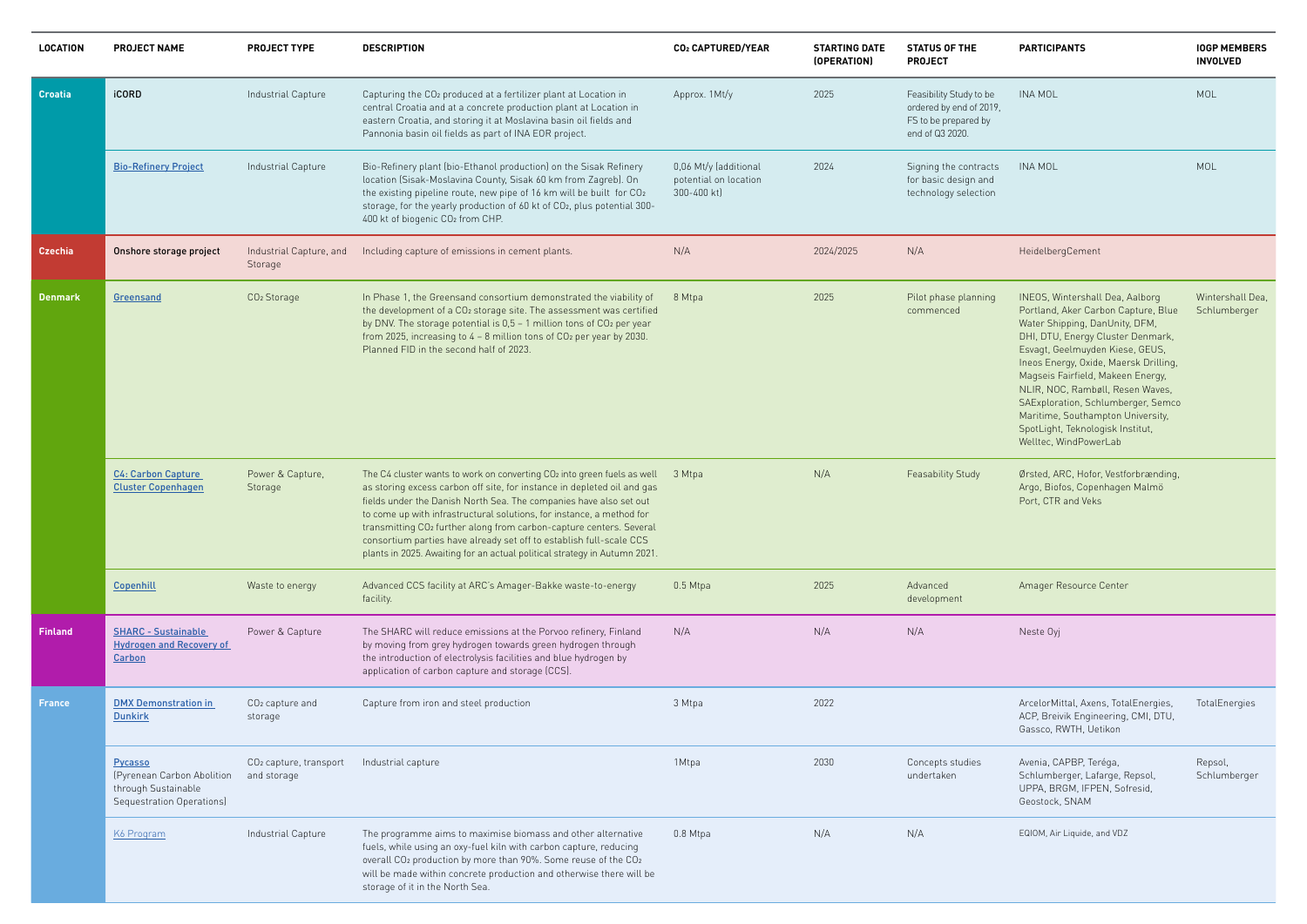| LOCATION | PROJECT NAME | PROJECT TYPE | DESCRIPTION | $CO_2$ CAPTURED/YEAR | STARTING DATE (OPERATION) | STATUS OF THE PROJECT | PARTICIPANTS | IOGP MEMBERS INVOLVED |
|---|---|---|---|---|---|---|---|---|
| Croatia | iCORD | Industrial Capture | Capturing the $CO_2$ produced at a fertilizer plant at Location in central Croatia and at a concrete production plant at Location in eastern Croatia, and storing it at Moslavina basin oil fields and Pannonia basin oil fields as part of INA EOR project. | Approx. 1Mt/y | 2025 | Feasibility Study to be ordered by end of 2019, FS to be prepared by end of Q3 2020. | INA MOL | MOL |
| | Bio-Refinery Project | Industrial Capture | Bio-Refinery plant (bio-Ethanol production) on the Sisak Refinery location (Sisak-Moslavina County, Sisak 60 km from Zagreb). On the existing pipeline route, new pipe of 16 km will be built for $CO_2$ storage, for the yearly production of 60 kt of $CO_2$, plus potential 300-400 kt of biogenic $CO_2$ from CHP. | 0,06 Mt/y (additional potential on location 300-400 kt) | 2024 | Signing the contracts for basic design and technology selection | INA MOL | MOL |
| Czechia | Onshore storage project | Industrial Capture, and Storage | Including capture of emissions in cement plants. | N/A | 2024/2025 | N/A | HeidelbergCement | |
| Denmark | Greensand | $CO_2$ Storage | In Phase 1, the Greensand consortium demonstrated the viability of the development of a $CO_2$ storage site. The assessment was certified by DNV. The storage potential is 0,5 – 1 million tons of $CO_2$ per year from 2025, increasing to 4 – 8 million tons of $CO_2$ per year by 2030. Planned FID in the second half of 2023. | 8 Mtpa | 2025 | Pilot phase planning commenced | INEOS, Wintershall Dea, Aalborg Portland, Aker Carbon Capture, Blue Water Shipping, DanUnity, DFM, DHI, DTU, Energy Cluster Denmark, Esvagt, Geelmuyden Kiese, GEUS, Ineos Energy, Oxide, Maersk Drilling, Magseis Fairfield, Makeen Energy, NLIR, NOC, Rambøll, Resen Waves, SAExploration, Schlumberger, Semco Maritime, Southampton University, SpotLight, Teknologisk Institut, Welltec, WindPowerLab | Wintershall Dea, Schlumberger |
| | C4: Carbon Capture Cluster Copenhagen | Power & Capture, Storage | The C4 cluster wants to work on converting $CO_2$ into green fuels as well as storing excess carbon off site, for instance in depleted oil and gas fields under the Danish North Sea. The companies have also set out to come up with infrastructural solutions, for instance, a method for transmitting $CO_2$ further along from carbon-capture centers. Several consortium parties have already set off to establish full-scale CCS plants in 2025. Awaiting for an actual political strategy in Autumn 2021. | 3 Mtpa | N/A | Feasability Study | Ørsted, ARC, Hofor, Vestforbrænding, Argo, Biofos, Copenhagen Malmö Port, CTR and Veks | |
| | Copenhill | Waste to energy | Advanced CCS facility at ARC's Amager-Bakke waste-to-energy facility. | 0.5 Mtpa | 2025 | Advanced development | Amager Resource Center | |
| Finland | SHARC - Sustainable Hydrogen and Recovery of Carbon | Power & Capture | The SHARC will reduce emissions at the Porvoo refinery, Finland by moving from grey hydrogen towards green hydrogen through the introduction of electrolysis facilities and blue hydrogen by application of carbon capture and storage (CCS). | N/A | N/A | N/A | Neste Oyj | |
| France | DMX Demonstration in Dunkirk | $CO_2$ capture and storage | Capture from iron and steel production | 3 Mtpa | 2022 | | ArcelorMittal, Axens, TotalEnergies, ACP, Breivik Engineering, CMI, DTU, Gassco, RWTH, Uetikon | TotalEnergies |
| | Pycasso (Pyrenean Carbon Abolition through Sustainable Sequestration Operations) | $CO_2$ capture, transport and storage | Industrial capture | 1Mtpa | 2030 | Concepts studies undertaken | Avenia, CAPBP, Teréga, Schlumberger, Lafarge, Repsol, UPPA, BRGM, IFPEN, Sofresid, Geostock, SNAM | Repsol, Schlumberger |
| | K6 Program | Industrial Capture | The programme aims to maximise biomass and other alternative fuels, while using an oxy-fuel kiln with carbon capture, reducing overall $CO_2$ production by more than 90%. Some reuse of the $CO_2$ will be made within concrete production and otherwise there will be storage of it in the North Sea. | 0.8 Mtpa | N/A | N/A | EQIOM, Air Liquide, and VDZ | |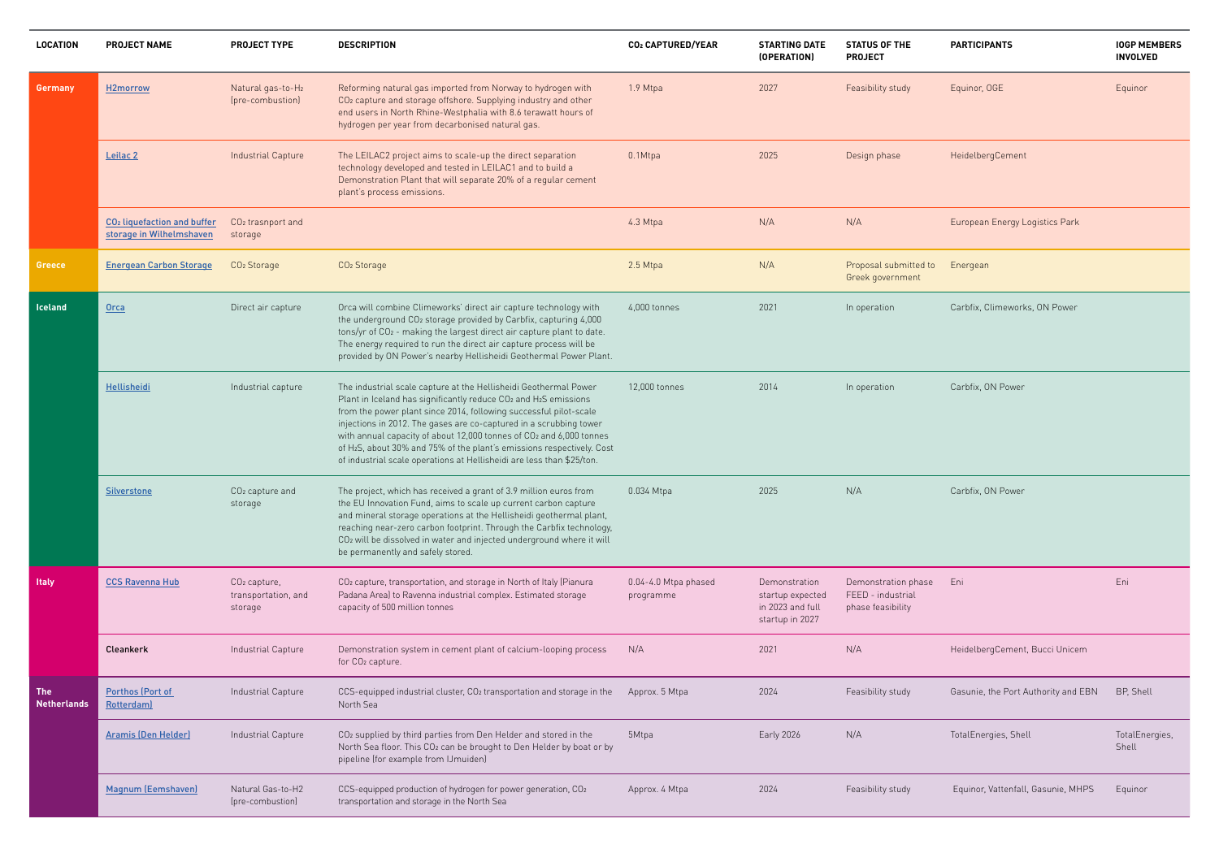| LOCATION | PROJECT NAME | PROJECT TYPE | DESCRIPTION | $CO_2$ CAPTURED/YEAR | STARTING DATE (OPERATION) | STATUS OF THE PROJECT | PARTICIPANTS | IOGP MEMBERS INVOLVED |
|---|---|---|---|---|---|---|---|---|
| Germany | H2morrow | Natural gas-to-$H_2$ (pre-combustion) | Reforming natural gas imported from Norway to hydrogen with $CO_2$ capture and storage offshore. Supplying industry and other end users in North Rhine-Westphalia with 8.6 terawatt hours of hydrogen per year from decarbonised natural gas. | 1.9 Mtpa | 2027 | Feasibility study | Equinor, OGE | Equinor |
| | Leilac 2 | Industrial Capture | The LEILAC2 project aims to scale-up the direct separation technology developed and tested in LEILAC1 and to build a Demonstration Plant that will separate 20% of a regular cement plant's process emissions. | 0.1Mtpa | 2025 | Design phase | HeidelbergCement | |
| | $CO_2$ liquefaction and buffer storage in Wilhelmshaven | $CO_2$ trasnport and storage | | 4.3 Mtpa | N/A | N/A | European Energy Logistics Park | |
| Greece | Energean Carbon Storage | $CO_2$ Storage | $CO_2$ Storage | 2.5 Mtpa | N/A | Proposal submitted to Greek government | Energean | |
| Iceland | Orca | Direct air capture | Orca will combine Climeworks' direct air capture technology with the underground $CO_2$ storage provided by Carbfix, capturing 4,000 tons/yr of $CO_2$ - making the largest direct air capture plant to date. The energy required to run the direct air capture process will be provided by ON Power's nearby Hellisheidi Geothermal Power Plant. | 4,000 tonnes | 2021 | In operation | Carbfix, Climeworks, ON Power | |
| | Hellisheidi | Industrial capture | The industrial scale capture at the Hellisheidi Geothermal Power Plant in Iceland has significantly reduce $CO_2$ and $H_2S$ emissions from the power plant since 2014, following successful pilot-scale injections in 2012. The gases are co-captured in a scrubbing tower with annual capacity of about 12,000 tonnes of $CO_2$ and 6,000 tonnes of $H_2S$, about 30% and 75% of the plant's emissions respectively. Cost of industrial scale operations at Hellisheidi are less than $25/ton. | 12,000 tonnes | 2014 | In operation | Carbfix, ON Power | |
| | Silverstone | $CO_2$ capture and storage | The project, which has received a grant of 3.9 million euros from the EU Innovation Fund, aims to scale up current carbon capture and mineral storage operations at the Hellisheidi geothermal plant, reaching near-zero carbon footprint. Through the Carbfix technology, $CO_2$ will be dissolved in water and injected underground where it will be permanently and safely stored. | 0.034 Mtpa | 2025 | N/A | Carbfix, ON Power | |
| Italy | CCS Ravenna Hub | $CO_2$ capture, transportation, and storage | $CO_2$ capture, transportation, and storage in North of Italy (Pianura Padana Area) to Ravenna industrial complex. Estimated storage capacity of 500 million tonnes | 0.04-4.0 Mtpa phased programme | Demonstration startup expected in 2023 and full startup in 2027 | Demonstration phase FEED - industrial phase feasibility | Eni | Eni |
| | Cleankerk | Industrial Capture | Demonstration system in cement plant of calcium-looping process for $CO_2$ capture. | N/A | 2021 | N/A | HeidelbergCement, Bucci Unicem | |
| The Netherlands | Porthos (Port of Rotterdam) | Industrial Capture | CCS-equipped industrial cluster, $CO_2$ transportation and storage in the North Sea | Approx. 5 Mtpa | 2024 | Feasibility study | Gasunie, the Port Authority and EBN | BP, Shell |
| | Aramis (Den Helder) | Industrial Capture | $CO_2$ supplied by third parties from Den Helder and stored in the North Sea floor. This $CO_2$ can be brought to Den Helder by boat or by pipeline (for example from IJmuiden) | 5Mtpa | Early 2026 | N/A | TotalEnergies, Shell | TotalEnergies, Shell |
| | Magnum (Eemshaven) | Natural Gas-to-H2 (pre-combustion) | CCS-equipped production of hydrogen for power generation, $CO_2$ transportation and storage in the North Sea | Approx. 4 Mtpa | 2024 | Feasibility study | Equinor, Vattenfall, Gasunie, MHPS | Equinor |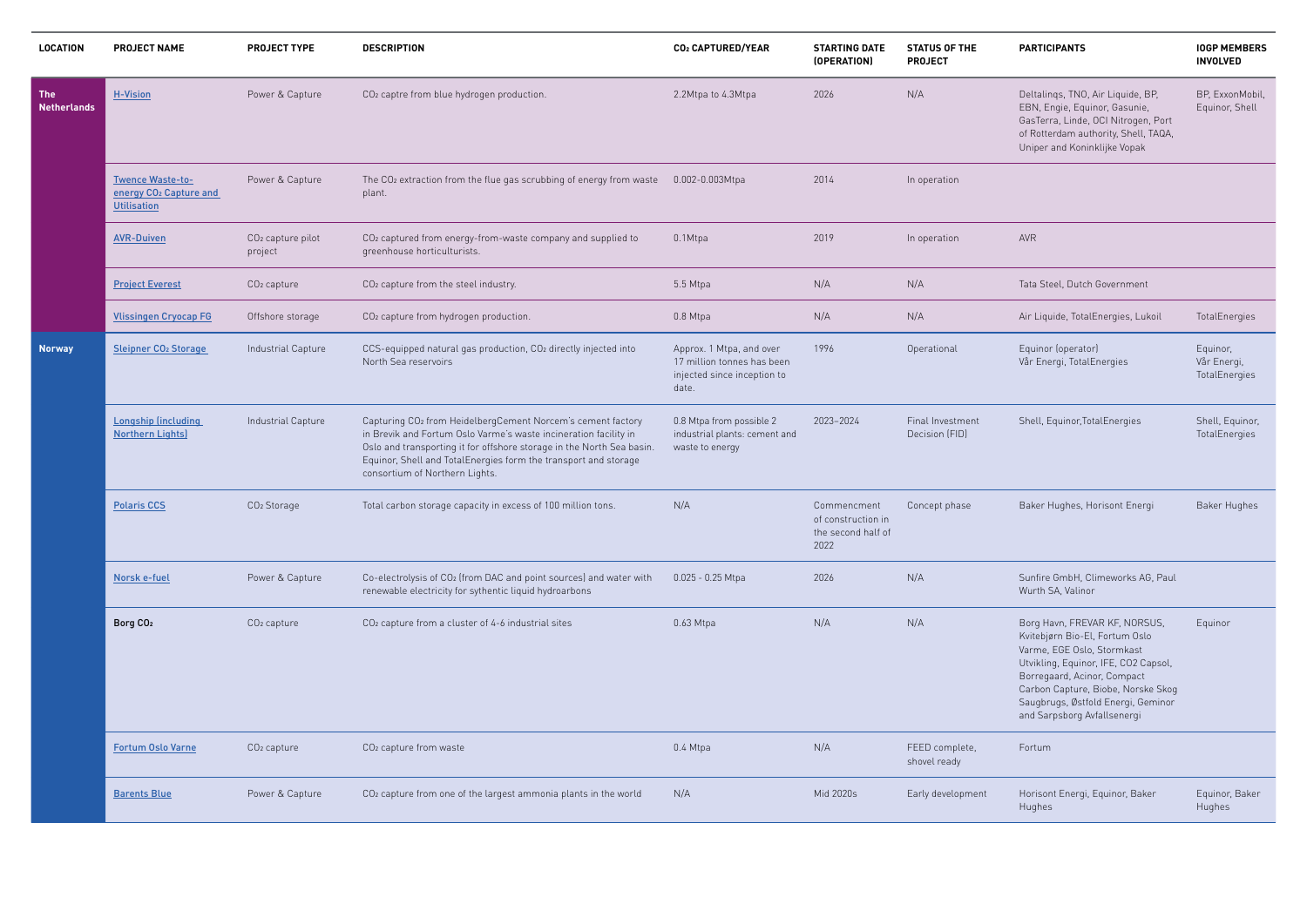| LOCATION | PROJECT NAME | PROJECT TYPE | DESCRIPTION | $CO_2$ CAPTURED/YEAR | STARTING DATE (OPERATION) | STATUS OF THE PROJECT | PARTICIPANTS | IOGP MEMBERS INVOLVED |
|---|---|---|---|---|---|---|---|---|
| The Netherlands | H-Vision | Power & Capture | $CO_2$ captre from blue hydrogen production. | 2.2Mtpa to 4.3Mtpa | 2026 | N/A | Deltalinqs, TNO, Air Liquide, BP, EBN, Engie, Equinor, Gasunie, GasTerra, Linde, OCI Nitrogen, Port of Rotterdam authority, Shell, TAQA, Uniper and Koninklijke Vopak | BP, ExxonMobil, Equinor, Shell |
| | Twence Waste-to-energy $CO_2$ Capture and Utilisation | Power & Capture | The $CO_2$ extraction from the flue gas scrubbing of energy from waste plant. | 0.002-0.003Mtpa | 2014 | In operation | | |
| | AVR-Duiven | $CO_2$ capture pilot project | $CO_2$ captured from energy-from-waste company and supplied to greenhouse horticulturists. | 0.1Mtpa | 2019 | In operation | AVR | |
| | Project Everest | $CO_2$ capture | $CO_2$ capture from the steel industry. | 5.5 Mtpa | N/A | N/A | Tata Steel, Dutch Government | |
| | Vlissingen Cryocap FG | Offshore storage | $CO_2$ capture from hydrogen production. | 0.8 Mtpa | N/A | N/A | Air Liquide, TotalEnergies, Lukoil | TotalEnergies |
| Norway | Sleipner $CO_2$ Storage | Industrial Capture | CCS-equipped natural gas production, $CO_2$ directly injected into North Sea reservoirs | Approx. 1 Mtpa, and over 17 million tonnes has been injected since inception to date. | 1996 | Operational | Equinor (operator) Vår Energi, TotalEnergies | Equinor, Vår Energi, TotalEnergies |
| | Longship (including Northern Lights) | Industrial Capture | Capturing $CO_2$ from HeidelbergCement Norcem's cement factory in Brevik and Fortum Oslo Varme's waste incineration facility in Oslo and transporting it for offshore storage in the North Sea basin. Equinor, Shell and TotalEnergies form the transport and storage consortium of Northern Lights. | 0.8 Mtpa from possible 2 industrial plants: cement and waste to energy | 2023–2024 | Final Investment Decision (FID) | Shell, Equinor,TotalEnergies | Shell, Equinor, TotalEnergies |
| | Polaris CCS | $CO_2$ Storage | Total carbon storage capacity in excess of 100 million tons. | N/A | Commencment of construction in the second half of 2022 | Concept phase | Baker Hughes, Horisont Energi | Baker Hughes |
| | Norsk e-fuel | Power & Capture | Co-electrolysis of $CO_2$ (from DAC and point sources) and water with renewable electricity for sythentic liquid hydroarbons | 0.025 - 0.25 Mtpa | 2026 | N/A | Sunfire GmbH, Climeworks AG, Paul Wurth SA, Valinor | |
| | Borg $CO_2$ | $CO_2$ capture | $CO_2$ capture from a cluster of 4-6 industrial sites | 0.63 Mtpa | N/A | N/A | Borg Havn, FREVAR KF, NORSUS, Kvitebjørn Bio-El, Fortum Oslo Varme, EGE Oslo, Stormkast Utvikling, Equinor, IFE, CO2 Capsol, Borregaard, Acinor, Compact Carbon Capture, Biobe, Norske Skog Saugbrugs, Østfold Energi, Geminor and Sarpsborg Avfallsenergi | Equinor |
| | Fortum Oslo Varne | $CO_2$ capture | $CO_2$ capture from waste | 0.4 Mtpa | N/A | FEED complete, shovel ready | Fortum | |
| | Barents Blue | Power & Capture | $CO_2$ capture from one of the largest ammonia plants in the world | N/A | Mid 2020s | Early development | Horisont Energi, Equinor, Baker Hughes | Equinor, Baker Hughes |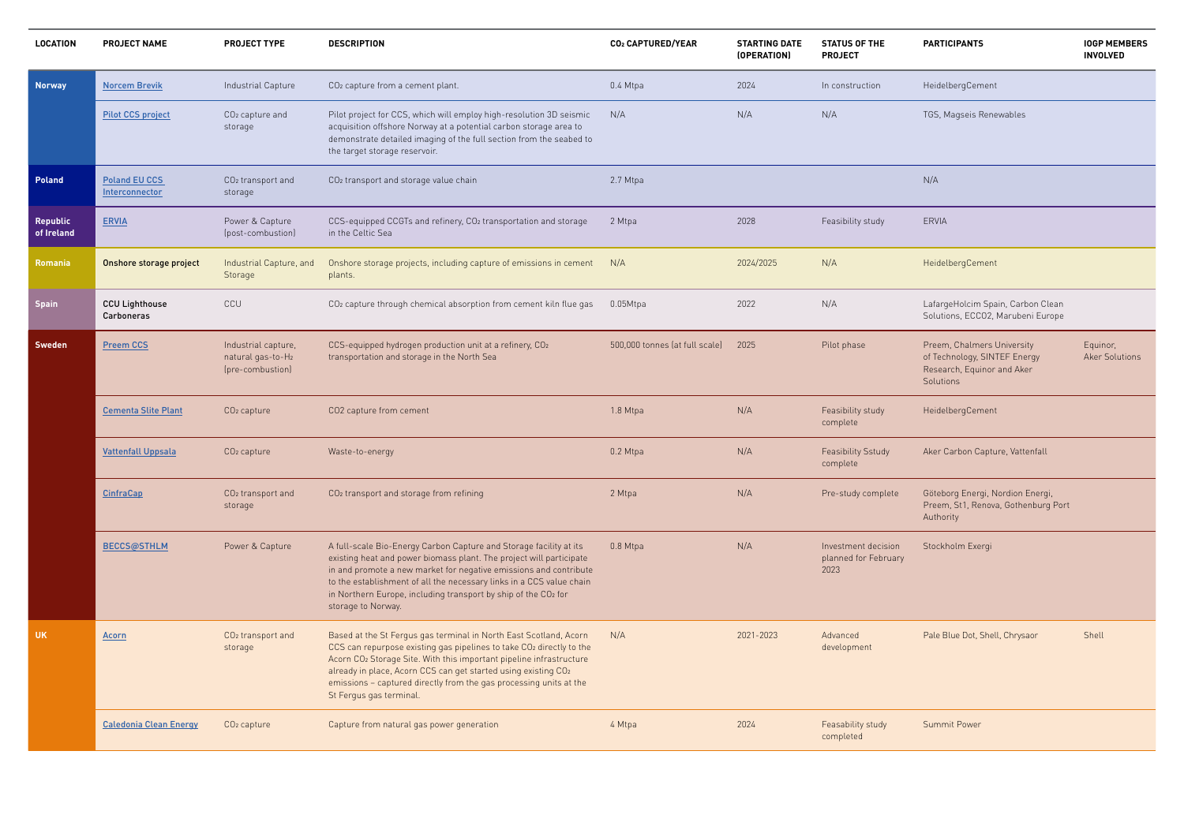| LOCATION | PROJECT NAME | PROJECT TYPE | DESCRIPTION | $CO_2$ CAPTURED/YEAR | STARTING DATE (OPERATION) | STATUS OF THE PROJECT | PARTICIPANTS | IOGP MEMBERS INVOLVED |
|---|---|---|---|---|---|---|---|---|
| Norway | Norcem Brevik | Industrial Capture | $CO_2$ capture from a cement plant. | 0.4 Mtpa | 2024 | In construction | HeidelbergCement | |
| | Pilot CCS project | $CO_2$ capture and storage | Pilot project for CCS, which will employ high-resolution 3D seismic acquisition offshore Norway at a potential carbon storage area to demonstrate detailed imaging of the full section from the seabed to the target storage reservoir. | N/A | N/A | N/A | TGS, Magseis Renewables | |
| Poland | Poland EU CCS Interconnector | $CO_2$ transport and storage | $CO_2$ transport and storage value chain | 2.7 Mtpa | | | N/A | |
| Republic of Ireland | ERVIA | Power & Capture (post-combustion) | CCS-equipped CCGTs and refinery, $CO_2$ transportation and storage in the Celtic Sea | 2 Mtpa | 2028 | Feasibility study | ERVIA | |
| Romania | Onshore storage project | Industrial Capture, and Storage | Onshore storage projects, including capture of emissions in cement plants. | N/A | 2024/2025 | N/A | HeidelbergCement | |
| Spain | CCU Lighthouse Carboneras | CCU | $CO_2$ capture through chemical absorption from cement kiln flue gas | 0.05Mtpa | 2022 | N/A | LafargeHolcim Spain, Carbon Clean Solutions, ECCO2, Marubeni Europe | |
| Sweden | Preem CCS | Industrial capture, natural gas-to-$H_2$ (pre-combustion) | CCS-equipped hydrogen production unit at a refinery, $CO_2$ transportation and storage in the North Sea | 500,000 tonnes (at full scale) | 2025 | Pilot phase | Preem, Chalmers University of Technology, SINTEF Energy Research, Equinor and Aker Solutions | Equinor, Aker Solutions |
| | Cementa Slite Plant | $CO_2$ capture | CO2 capture from cement | 1.8 Mtpa | N/A | Feasibility study complete | HeidelbergCement | |
| | Vattenfall Uppsala | $CO_2$ capture | Waste-to-energy | 0.2 Mtpa | N/A | Feasibility Sstudy complete | Aker Carbon Capture, Vattenfall | |
| | CinfraCap | $CO_2$ transport and storage | $CO_2$ transport and storage from refining | 2 Mtpa | N/A | Pre-study complete | Göteborg Energi, Nordion Energi, Preem, St1, Renova, Gothenburg Port Authority | |
| | BECCS@STHLM | Power & Capture | A full-scale Bio-Energy Carbon Capture and Storage facility at its existing heat and power biomass plant. The project will participate in and promote a new market for negative emissions and contribute to the establishment of all the necessary links in a CCS value chain in Northern Europe, including transport by ship of the $CO_2$ for storage to Norway. | 0.8 Mtpa | N/A | Investment decision planned for February 2023 | Stockholm Exergi | |
| UK | Acorn | $CO_2$ transport and storage | Based at the St Fergus gas terminal in North East Scotland, Acorn CCS can repurpose existing gas pipelines to take $CO_2$ directly to the Acorn $CO_2$ Storage Site. With this important pipeline infrastructure already in place, Acorn CCS can get started using existing $CO_2$ emissions – captured directly from the gas processing units at the St Fergus gas terminal. | N/A | 2021-2023 | Advanced development | Pale Blue Dot, Shell, Chrysaor | Shell |
| | Caledonia Clean Energy | $CO_2$ capture | Capture from natural gas power generation | 4 Mtpa | 2024 | Feasability study completed | Summit Power | |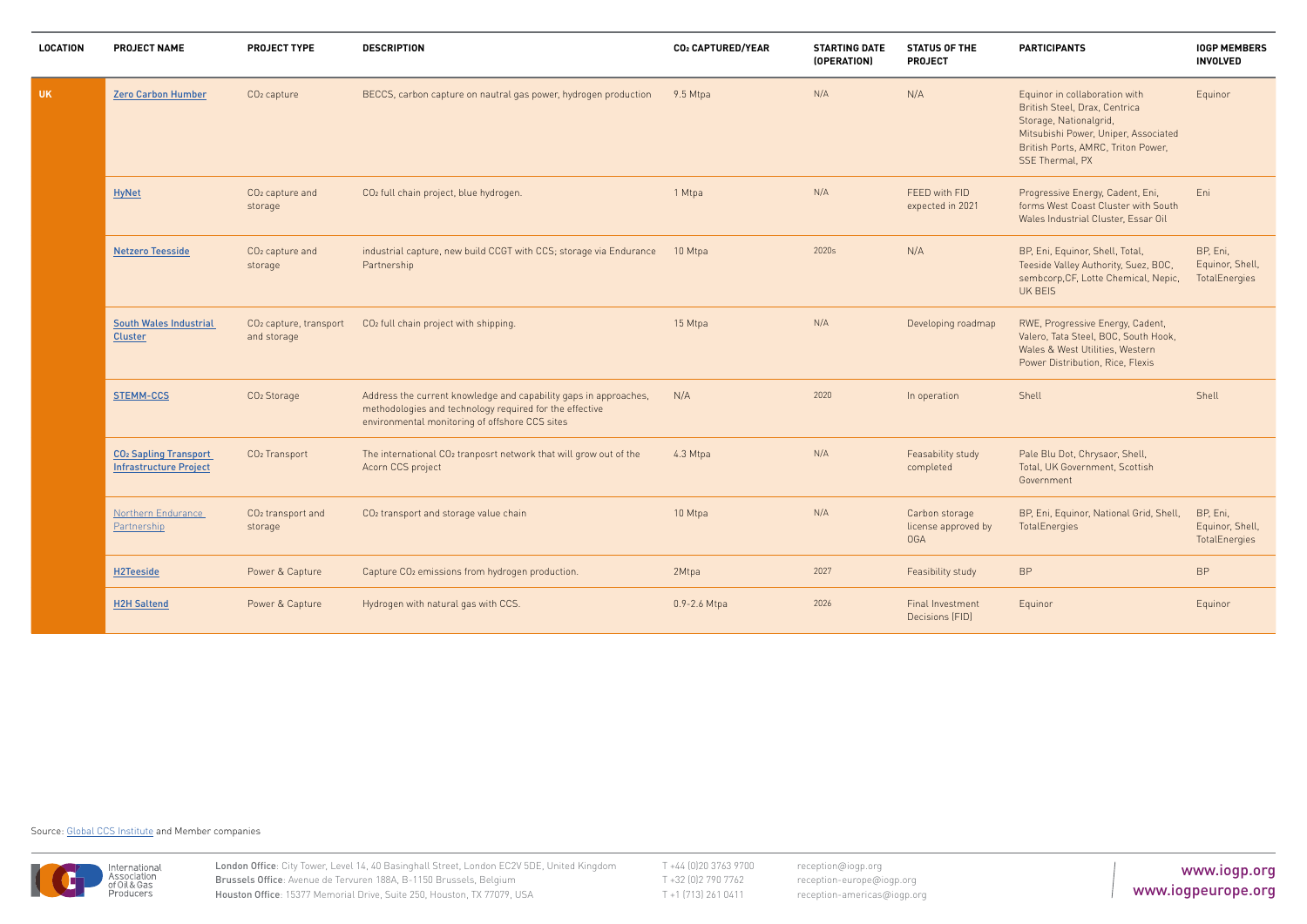| LOCATION | PROJECT NAME | PROJECT TYPE | DESCRIPTION | $CO_2$ CAPTURED/YEAR | STARTING DATE (OPERATION) | STATUS OF THE PROJECT | PARTICIPANTS | IOGP MEMBERS INVOLVED |
|---|---|---|---|---|---|---|---|---|
| UK | Zero Carbon Humber | $CO_2$ capture | BECCS, carbon capture on nautral gas power, hydrogen production | 9.5 Mtpa | N/A | N/A | Equinor in collaboration with British Steel, Drax, Centrica Storage, Nationalgrid, Mitsubishi Power, Uniper, Associated British Ports, AMRC, Triton Power, SSE Thermal, PX | Equinor |
| | HyNet | $CO_2$ capture and storage | $CO_2$ full chain project, blue hydrogen. | 1 Mtpa | N/A | FEED with FID expected in 2021 | Progressive Energy, Cadent, Eni, forms West Coast Cluster with South Wales Industrial Cluster, Essar Oil | Eni |
| | Netzero Teesside | $CO_2$ capture and storage | industrial capture, new build CCGT with CCS; storage via Endurance Partnership | 10 Mtpa | 2020s | N/A | BP, Eni, Equinor, Shell, Total, Teeside Valley Authority, Suez, BOC, sembcorp,CF, Lotte Chemical, Nepic, UK BEIS | BP, Eni, Equinor, Shell, TotalEnergies |
| | South Wales Industrial Cluster | $CO_2$ capture, transport and storage | $CO_2$ full chain project with shipping. | 15 Mtpa | N/A | Developing roadmap | RWE, Progressive Energy, Cadent, Valero, Tata Steel, BOC, South Hook, Wales & West Utilities, Western Power Distribution, Rice, Flexis | |
| | STEMM-CCS | $CO_2$ Storage | Address the current knowledge and capability gaps in approaches, methodologies and technology required for the effective environmental monitoring of offshore CCS sites | N/A | 2020 | In operation | Shell | Shell |
| | $CO_2$ Sapling Transport Infrastructure Project | $CO_2$ Transport | The international $CO_2$ tranposrt network that will grow out of the Acorn CCS project | 4.3 Mtpa | N/A | Feasability study completed | Pale Blu Dot, Chrysaor, Shell, Total, UK Government, Scottish Government | |
| | Northern Endurance Partnership | $CO_2$ transport and storage | $CO_2$ transport and storage value chain | 10 Mtpa | N/A | Carbon storage license approved by OGA | BP, Eni, Equinor, National Grid, Shell, TotalEnergies | BP, Eni, Equinor, Shell, TotalEnergies |
| | H2Teeside | Power & Capture | Capture $CO_2$ emissions from hydrogen production. | 2Mtpa | 2027 | Feasibility study | BP | BP |
| | H2H Saltend | Power & Capture | Hydrogen with natural gas with CCS. | 0.9-2.6 Mtpa | 2026 | Final Investment Decisions (FID) | Equinor | Equinor |

Source: Global CCS Institute and Member companies

International Association of Oil & Gas Producers

**London Office**: City Tower, Level 14, 40 Basinghall Street, London EC2V 5DE, United Kingdom T +44 (0)20 3763 9700 reception@iogp.org
**Brussels Office**: Avenue de Tervuren 188A, B-1150 Brussels, Belgium T +32 (0)2 790 7762 reception-europe@iogp.org
**Houston Office**: 15377 Memorial Drive, Suite 250, Houston, TX 77079, USA T +1 (713) 261 0411 reception-americas@iogp.org

www.iogp.org
www.iogpeurope.org